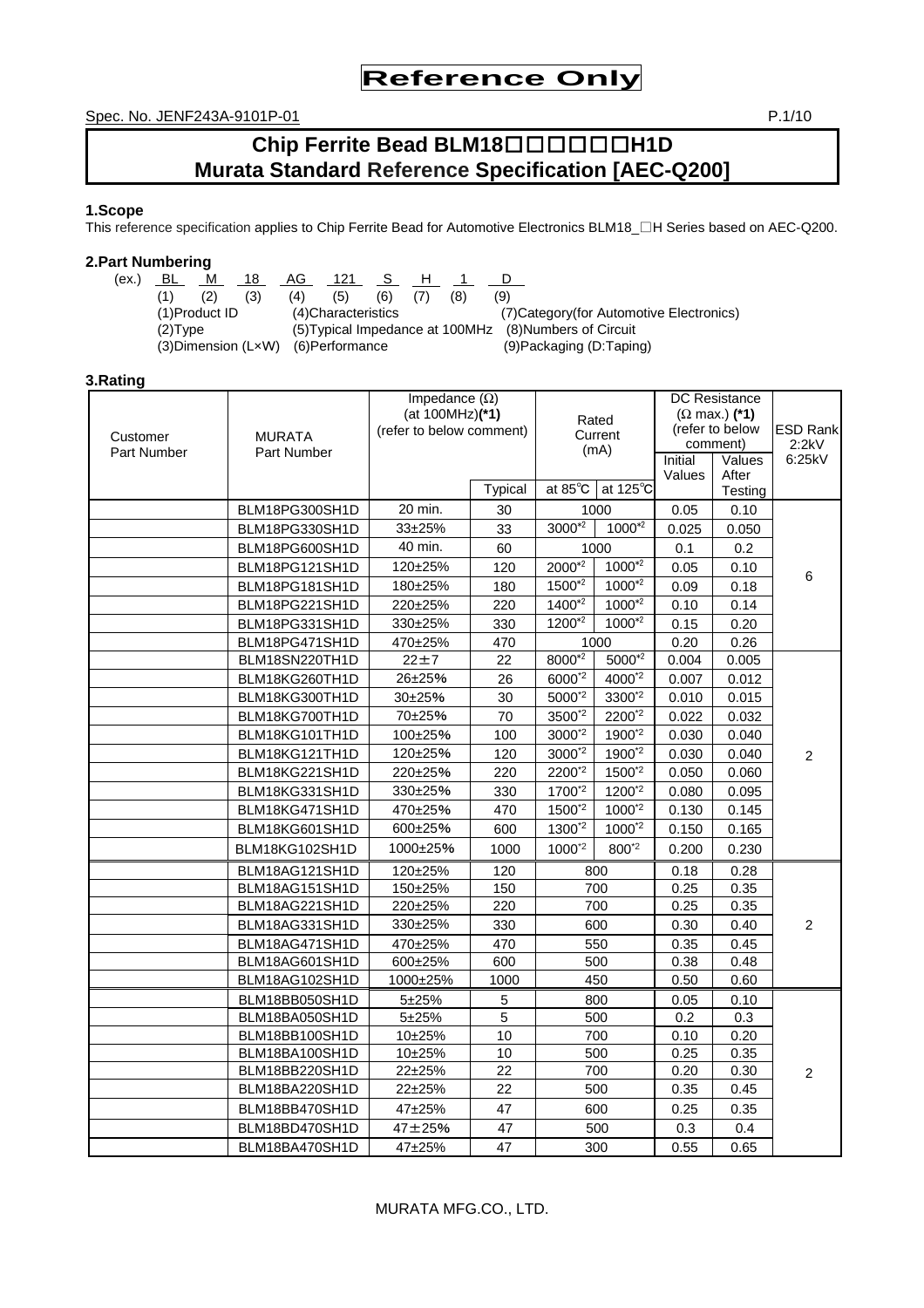Reference Only

Spec. No. JENF243A-9101P-01

# Chip Ferrite Bead BLM18□□□□□□H1D
# Murata Standard Reference Specification [AEC-Q200]

## 1.Scope

This reference specification applies to Chip Ferrite Bead for Automotive Electronics BLM18_□H Series based on AEC-Q200.

## 2.Part Numbering

(ex.) BL M 18 AG 121 S H 1 D
(1) (2) (3) (4) (5) (6) (7) (8) (9)

(1)Product ID
(2)Type
(3)Dimension (L×W)
(4)Characteristics
(5)Typical Impedance at 100MHz
(6)Performance
(7)Category(for Automotive Electronics)
(8)Numbers of Circuit
(9)Packaging (D:Taping)

## 3.Rating

| Customer Part Number | MURATA Part Number | Impedance (Ω) (at 100MHz)**(*1)** (refer to below comment) | | Rated Current (mA) | | DC Resistance (Ω max.) **(*1)** (refer to below comment) | | ESD Rank 2:2kV 6:25kV |
|---|---|---|---|---|---|---|---|---|
| | | | Typical | at 85℃ | at 125℃ | Initial Values | Values After Testing | |
| | BLM18PG300SH1D | 20 min. | 30 | 1000 | | 0.05 | 0.10 | 6 |
| | BLM18PG330SH1D | 33±25% | 33 | 3000*2 | 1000*2 | 0.025 | 0.050 | |
| | BLM18PG600SH1D | 40 min. | 60 | 1000 | | 0.1 | 0.2 | |
| | BLM18PG121SH1D | 120±25% | 120 | 2000*2 | 1000*2 | 0.05 | 0.10 | |
| | BLM18PG181SH1D | 180±25% | 180 | 1500*2 | 1000*2 | 0.09 | 0.18 | |
| | BLM18PG221SH1D | 220±25% | 220 | 1400*2 | 1000*2 | 0.10 | 0.14 | |
| | BLM18PG331SH1D | 330±25% | 330 | 1200*2 | 1000*2 | 0.15 | 0.20 | |
| | BLM18PG471SH1D | 470±25% | 470 | 1000 | | 0.20 | 0.26 | |
| | BLM18SN220TH1D | 22±7 | 22 | 8000*2 | 5000*2 | 0.004 | 0.005 | 2 |
| | BLM18KG260TH1D | 26±25% | 26 | 6000*2 | 4000*2 | 0.007 | 0.012 | |
| | BLM18KG300TH1D | 30±25% | 30 | 5000*2 | 3300*2 | 0.010 | 0.015 | |
| | BLM18KG700TH1D | 70±25% | 70 | 3500*2 | 2200*2 | 0.022 | 0.032 | |
| | BLM18KG101TH1D | 100±25% | 100 | 3000*2 | 1900*2 | 0.030 | 0.040 | |
| | BLM18KG121TH1D | 120±25% | 120 | 3000*2 | 1900*2 | 0.030 | 0.040 | |
| | BLM18KG221SH1D | 220±25% | 220 | 2200*2 | 1500*2 | 0.050 | 0.060 | |
| | BLM18KG331SH1D | 330±25% | 330 | 1700*2 | 1200*2 | 0.080 | 0.095 | |
| | BLM18KG471SH1D | 470±25% | 470 | 1500*2 | 1000*2 | 0.130 | 0.145 | |
| | BLM18KG601SH1D | 600±25% | 600 | 1300*2 | 1000*2 | 0.150 | 0.165 | |
| | BLM18KG102SH1D | 1000±25% | 1000 | 1000*2 | 800*2 | 0.200 | 0.230 | |
| | BLM18AG121SH1D | 120±25% | 120 | 800 | | 0.18 | 0.28 | 2 |
| | BLM18AG151SH1D | 150±25% | 150 | 700 | | 0.25 | 0.35 | |
| | BLM18AG221SH1D | 220±25% | 220 | 700 | | 0.25 | 0.35 | |
| | BLM18AG331SH1D | 330±25% | 330 | 600 | | 0.30 | 0.40 | |
| | BLM18AG471SH1D | 470±25% | 470 | 550 | | 0.35 | 0.45 | |
| | BLM18AG601SH1D | 600±25% | 600 | 500 | | 0.38 | 0.48 | |
| | BLM18AG102SH1D | 1000±25% | 1000 | 450 | | 0.50 | 0.60 | |
| | BLM18BB050SH1D | 5±25% | 5 | 800 | | 0.05 | 0.10 | 2 |
| | BLM18BA050SH1D | 5±25% | 5 | 500 | | 0.2 | 0.3 | |
| | BLM18BB100SH1D | 10±25% | 10 | 700 | | 0.10 | 0.20 | |
| | BLM18BA100SH1D | 10±25% | 10 | 500 | | 0.25 | 0.35 | |
| | BLM18BB220SH1D | 22±25% | 22 | 700 | | 0.20 | 0.30 | |
| | BLM18BA220SH1D | 22±25% | 22 | 500 | | 0.35 | 0.45 | |
| | BLM18BB470SH1D | 47±25% | 47 | 600 | | 0.25 | 0.35 | |
| | BLM18BD470SH1D | 47±25% | 47 | 500 | | 0.3 | 0.4 | |
| | BLM18BA470SH1D | 47±25% | 47 | 300 | | 0.55 | 0.65 | |

MURATA MFG.CO., LTD.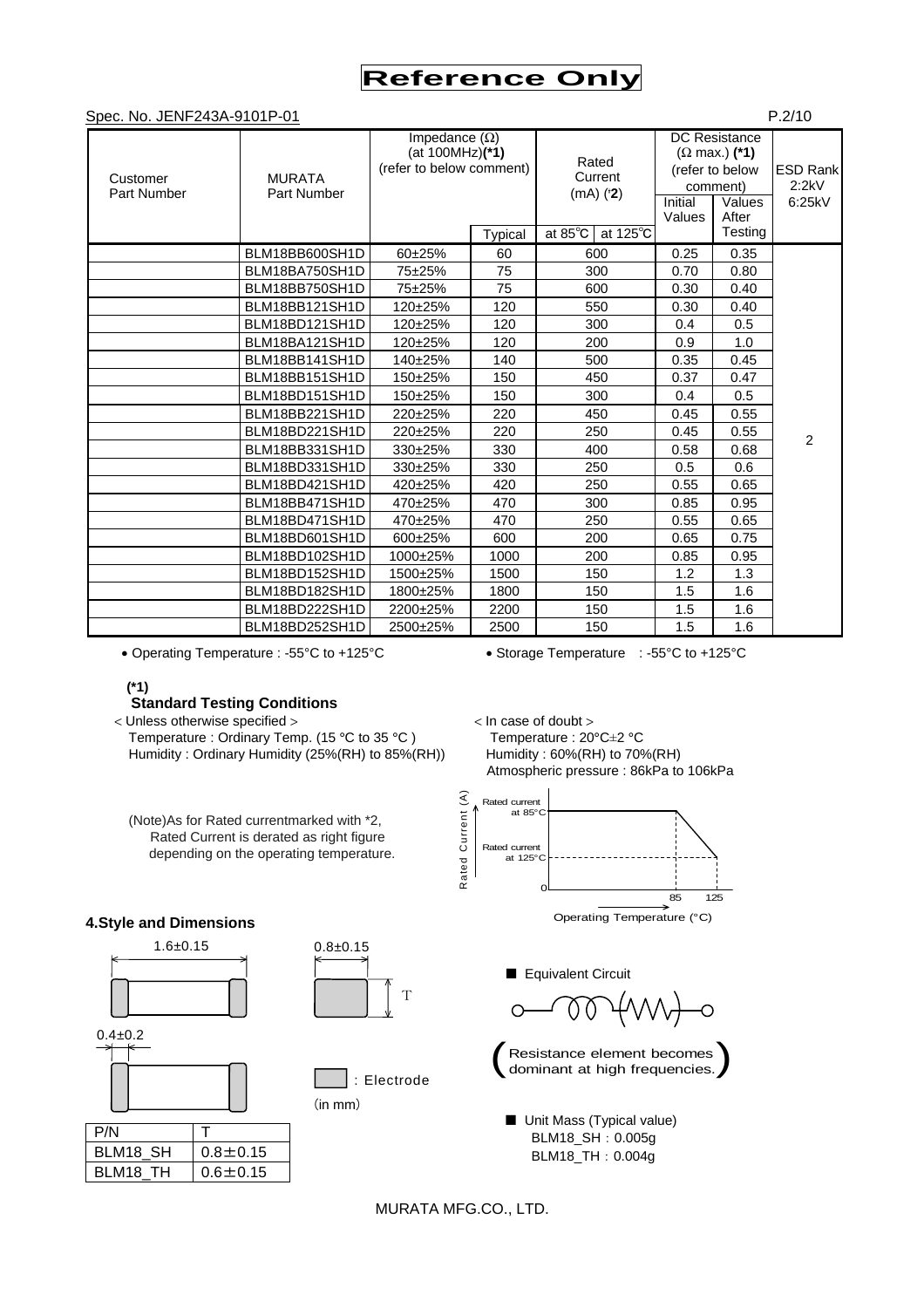# Reference Only

Spec. No. JENF243A-9101P-01

| Customer Part Number | MURATA Part Number | Impedance (Ω) (at 100MHz)**(*1)** (refer to below comment) | | Rated Current (mA) (*2) | | DC Resistance (Ω max.) **(*1)** (refer to below comment) | | ESD Rank 2:2kV 6:25kV |
|---|---|---|---|---|---|---|---|---|
| | | | Typical | at 85℃ | at 125℃ | Initial Values | Values After Testing | |
| | BLM18BB600SH1D | 60±25% | 60 | 600 | | 0.25 | 0.35 | 2 |
| | BLM18BA750SH1D | 75±25% | 75 | 300 | | 0.70 | 0.80 | |
| | BLM18BB750SH1D | 75±25% | 75 | 600 | | 0.30 | 0.40 | |
| | BLM18BB121SH1D | 120±25% | 120 | 550 | | 0.30 | 0.40 | |
| | BLM18BD121SH1D | 120±25% | 120 | 300 | | 0.4 | 0.5 | |
| | BLM18BA121SH1D | 120±25% | 120 | 200 | | 0.9 | 1.0 | |
| | BLM18BB141SH1D | 140±25% | 140 | 500 | | 0.35 | 0.45 | |
| | BLM18BB151SH1D | 150±25% | 150 | 450 | | 0.37 | 0.47 | |
| | BLM18BD151SH1D | 150±25% | 150 | 300 | | 0.4 | 0.5 | |
| | BLM18BB221SH1D | 220±25% | 220 | 450 | | 0.45 | 0.55 | |
| | BLM18BD221SH1D | 220±25% | 220 | 250 | | 0.45 | 0.55 | |
| | BLM18BB331SH1D | 330±25% | 330 | 400 | | 0.58 | 0.68 | |
| | BLM18BD331SH1D | 330±25% | 330 | 250 | | 0.5 | 0.6 | |
| | BLM18BD421SH1D | 420±25% | 420 | 250 | | 0.55 | 0.65 | |
| | BLM18BB471SH1D | 470±25% | 470 | 300 | | 0.85 | 0.95 | |
| | BLM18BD471SH1D | 470±25% | 470 | 250 | | 0.55 | 0.65 | |
| | BLM18BD601SH1D | 600±25% | 600 | 200 | | 0.65 | 0.75 | |
| | BLM18BD102SH1D | 1000±25% | 1000 | 200 | | 0.85 | 0.95 | |
| | BLM18BD152SH1D | 1500±25% | 1500 | 150 | | 1.2 | 1.3 | |
| | BLM18BD182SH1D | 1800±25% | 1800 | 150 | | 1.5 | 1.6 | |
| | BLM18BD222SH1D | 2200±25% | 2200 | 150 | | 1.5 | 1.6 | |
| | BLM18BD252SH1D | 2500±25% | 2500 | 150 | | 1.5 | 1.6 | |

- Operating Temperature : -55°C to +125°C
- Storage Temperature : -55°C to +125°C

**(*1)**
**Standard Testing Conditions**

< Unless otherwise specified >
Temperature : Ordinary Temp. (15 °C to 35 °C )
Humidity : Ordinary Humidity (25%(RH) to 85%(RH))

< In case of doubt >
Temperature : 20°C±2 °C
Humidity : 60%(RH) to 70%(RH)
Atmospheric pressure : 86kPa to 106kPa

(Note)As for Rated currentmarked with *2,
Rated Current is derated as right figure
depending on the operating temperature.

Rated Current (A): Rated current at 85°C; Rated current at 125°C; 0; 85; 125
Operating Temperature (°C)

## 4.Style and Dimensions

1.6±0.15
0.8±0.15
0.4±0.2
T

: Electrode
(in mm)

| P/N | T |
|---|---|
| BLM18_SH | 0.8±0.15 |
| BLM18_TH | 0.6±0.15 |

■ Equivalent Circuit

(Resistance element becomes dominant at high frequencies.)

■ Unit Mass (Typical value)
BLM18_SH : 0.005g
BLM18_TH : 0.004g

MURATA MFG.CO., LTD.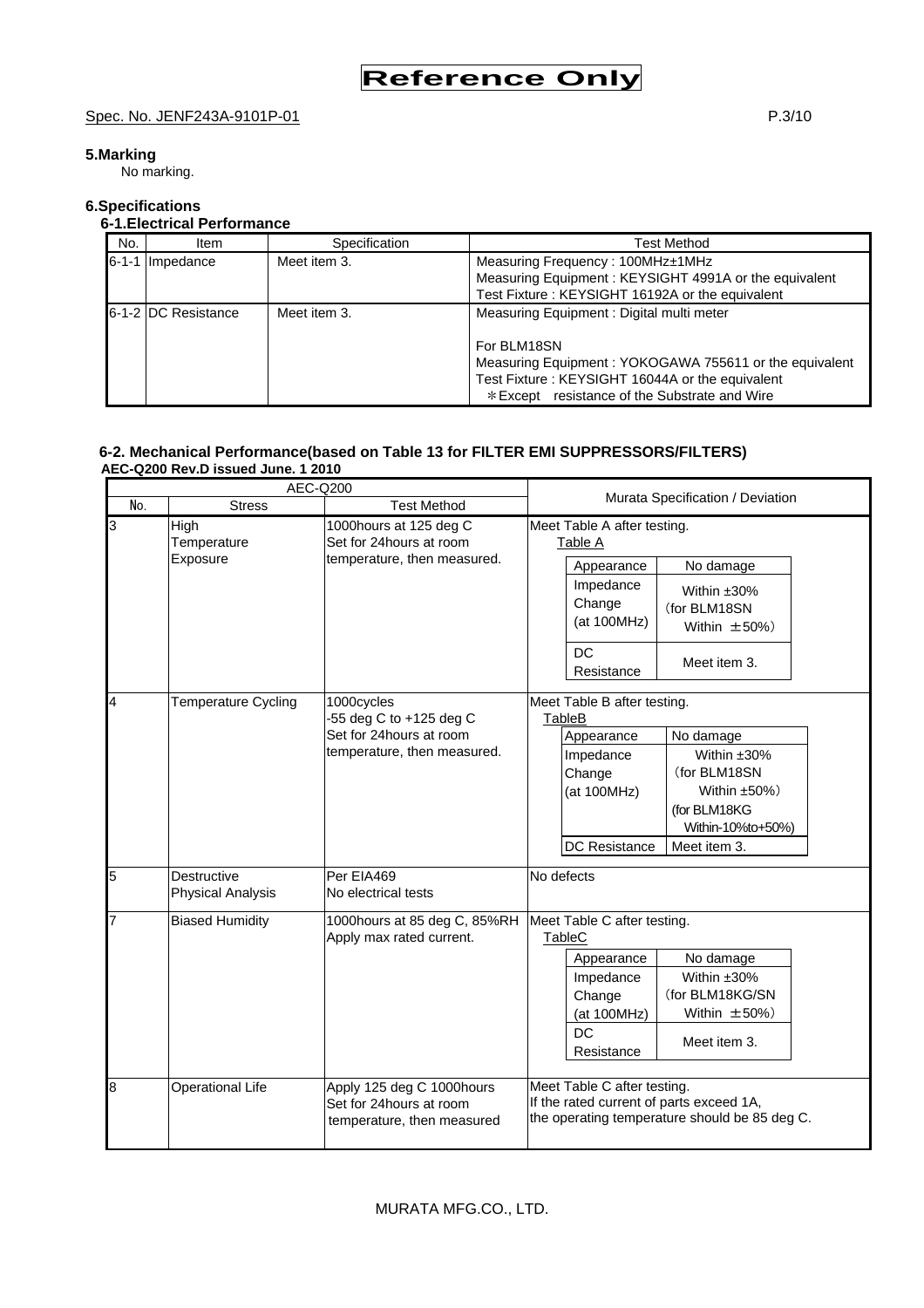**Reference Only**

Spec. No. JENF243A-9101P-01

## 5.Marking

No marking.

## 6.Specifications

### 6-1.Electrical Performance

| No. | Item | Specification | Test Method |
|---|---|---|---|
| 6-1-1 | Impedance | Meet item 3. | Measuring Frequency : 100MHz±1MHz<br>Measuring Equipment : KEYSIGHT 4991A or the equivalent<br>Test Fixture : KEYSIGHT 16192A or the equivalent |
| 6-1-2 | DC Resistance | Meet item 3. | Measuring Equipment : Digital multi meter<br><br>For BLM18SN<br>Measuring Equipment : YOKOGAWA 755611 or the equivalent<br>Test Fixture : KEYSIGHT 16044A or the equivalent<br>＊Except resistance of the Substrate and Wire |

### 6-2. Mechanical Performance(based on Table 13 for FILTER EMI SUPPRESSORS/FILTERS)

**AEC-Q200 Rev.D issued June. 1 2010**

| AEC-Q200 | | | Murata Specification / Deviation |
|---|---|---|---|
| No. | Stress | Test Method | |
| 3 | High Temperature Exposure | 1000hours at 125 deg C<br>Set for 24hours at room temperature, then measured. | Meet Table A after testing.<br>Table A<br>Appearance: No damage<br>Impedance Change (at 100MHz): Within ±30% (for BLM18SN Within ±50%)<br>DC Resistance: Meet item 3. |
| 4 | Temperature Cycling | 1000cycles<br>-55 deg C to +125 deg C<br>Set for 24hours at room temperature, then measured. | Meet Table B after testing.<br>TableB<br>Appearance: No damage<br>Impedance Change (at 100MHz): Within ±30% (for BLM18SN Within ±50%) (for BLM18KG Within-10%to+50%)<br>DC Resistance: Meet item 3. |
| 5 | Destructive Physical Analysis | Per EIA469<br>No electrical tests | No defects |
| 7 | Biased Humidity | 1000hours at 85 deg C, 85%RH<br>Apply max rated current. | Meet Table C after testing.<br>TableC<br>Appearance: No damage<br>Impedance Change (at 100MHz): Within ±30% (for BLM18KG/SN Within ±50%)<br>DC Resistance: Meet item 3. |
| 8 | Operational Life | Apply 125 deg C 1000hours<br>Set for 24hours at room temperature, then measured | Meet Table C after testing.<br>If the rated current of parts exceed 1A, the operating temperature should be 85 deg C. |

MURATA MFG.CO., LTD.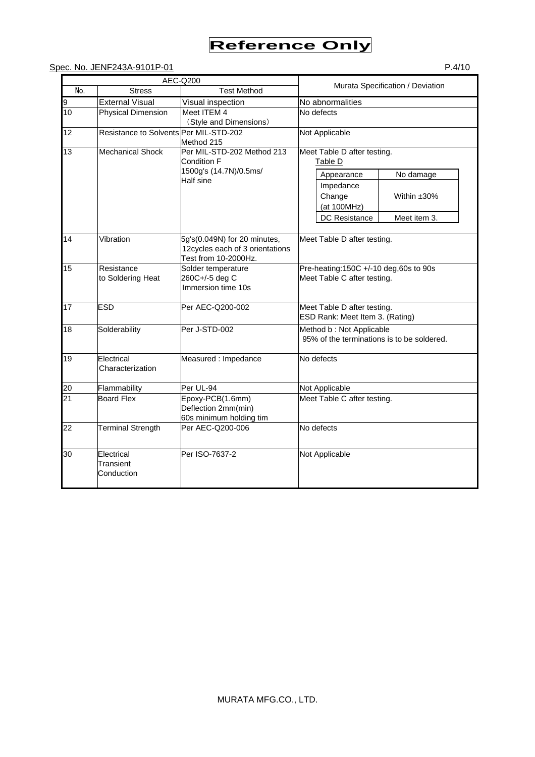**Reference Only**

Spec. No. JENF243A-9101P-01

| AEC-Q200 | | | Murata Specification / Deviation |
|---|---|---|---|
| No. | Stress | Test Method | |
| 9 | External Visual | Visual inspection | No abnormalities |
| 10 | Physical Dimension | Meet ITEM 4 （Style and Dimensions） | No defects |
| 12 | Resistance to Solvents | Per MIL-STD-202 Method 215 | Not Applicable |
| 13 | Mechanical Shock | Per MIL-STD-202 Method 213 Condition F 1500g's (14.7N)/0.5ms/ Half sine | Meet Table D after testing.<br>Table D<br>Appearance: No damage<br>Impedance Change (at 100MHz): Within ±30%<br>DC Resistance: Meet item 3. |
| 14 | Vibration | 5g's(0.049N) for 20 minutes, 12cycles each of 3 orientations Test from 10-2000Hz. | Meet Table D after testing. |
| 15 | Resistance to Soldering Heat | Solder temperature 260C+/-5 deg C Immersion time 10s | Pre-heating:150C +/-10 deg,60s to 90s<br>Meet Table C after testing. |
| 17 | ESD | Per AEC-Q200-002 | Meet Table D after testing.<br>ESD Rank: Meet Item 3. (Rating) |
| 18 | Solderability | Per J-STD-002 | Method b : Not Applicable<br>95% of the terminations is to be soldered. |
| 19 | Electrical Characterization | Measured : Impedance | No defects |
| 20 | Flammability | Per UL-94 | Not Applicable |
| 21 | Board Flex | Epoxy-PCB(1.6mm) Deflection 2mm(min) 60s minimum holding tim | Meet Table C after testing. |
| 22 | Terminal Strength | Per AEC-Q200-006 | No defects |
| 30 | Electrical Transient Conduction | Per ISO-7637-2 | Not Applicable |

MURATA MFG.CO., LTD.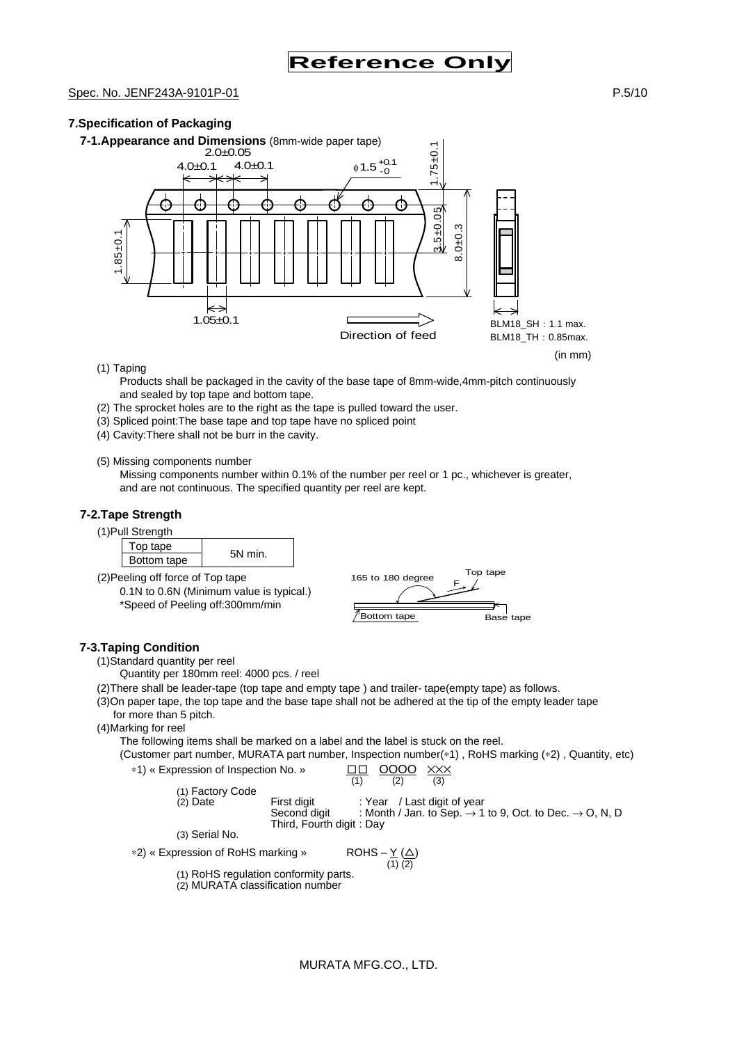Reference Only

Spec. No. JENF243A-9101P-01

## 7.Specification of Packaging

### 7-1.Appearance and Dimensions (8mm-wide paper tape)

BLM18_SH : 1.1 max.
BLM18_TH : 0.85max.

(in mm)

(1) Taping

Products shall be packaged in the cavity of the base tape of 8mm-wide,4mm-pitch continuously and sealed by top tape and bottom tape.

(2) The sprocket holes are to the right as the tape is pulled toward the user.

(3) Spliced point:The base tape and top tape have no spliced point

(4) Cavity:There shall not be burr in the cavity.

(5) Missing components number

Missing components number within 0.1% of the number per reel or 1 pc., whichever is greater, and are not continuous. The specified quantity per reel are kept.

### 7-2.Tape Strength

(1)Pull Strength

| Top tape | 5N min. |
|---|---|
| Bottom tape | |

(2)Peeling off force of Top tape

0.1N to 0.6N (Minimum value is typical.)
*Speed of Peeling off:300mm/min

### 7-3.Taping Condition

(1)Standard quantity per reel

Quantity per 180mm reel: 4000 pcs. / reel

(2)There shall be leader-tape (top tape and empty tape ) and trailer- tape(empty tape) as follows.

(3)On paper tape, the top tape and the base tape shall not be adhered at the tip of the empty leader tape for more than 5 pitch.

(4)Marking for reel

The following items shall be marked on a label and the label is stuck on the reel.
(Customer part number, MURATA part number, Inspection number(∗1) , RoHS marking (∗2) , Quantity, etc)

∗1) « Expression of Inspection No. » □□ (1) OOOO (2) ××× (3)

(1) Factory Code
(2) Date
- First digit : Year / Last digit of year
- Second digit : Month / Jan. to Sep. → 1 to 9, Oct. to Dec. → O, N, D
- Third, Fourth digit : Day

(3) Serial No.

∗2) « Expression of RoHS marking » ROHS – Y (1) (△) (2)

(1) RoHS regulation conformity parts.
(2) MURATA classification number

MURATA MFG.CO., LTD.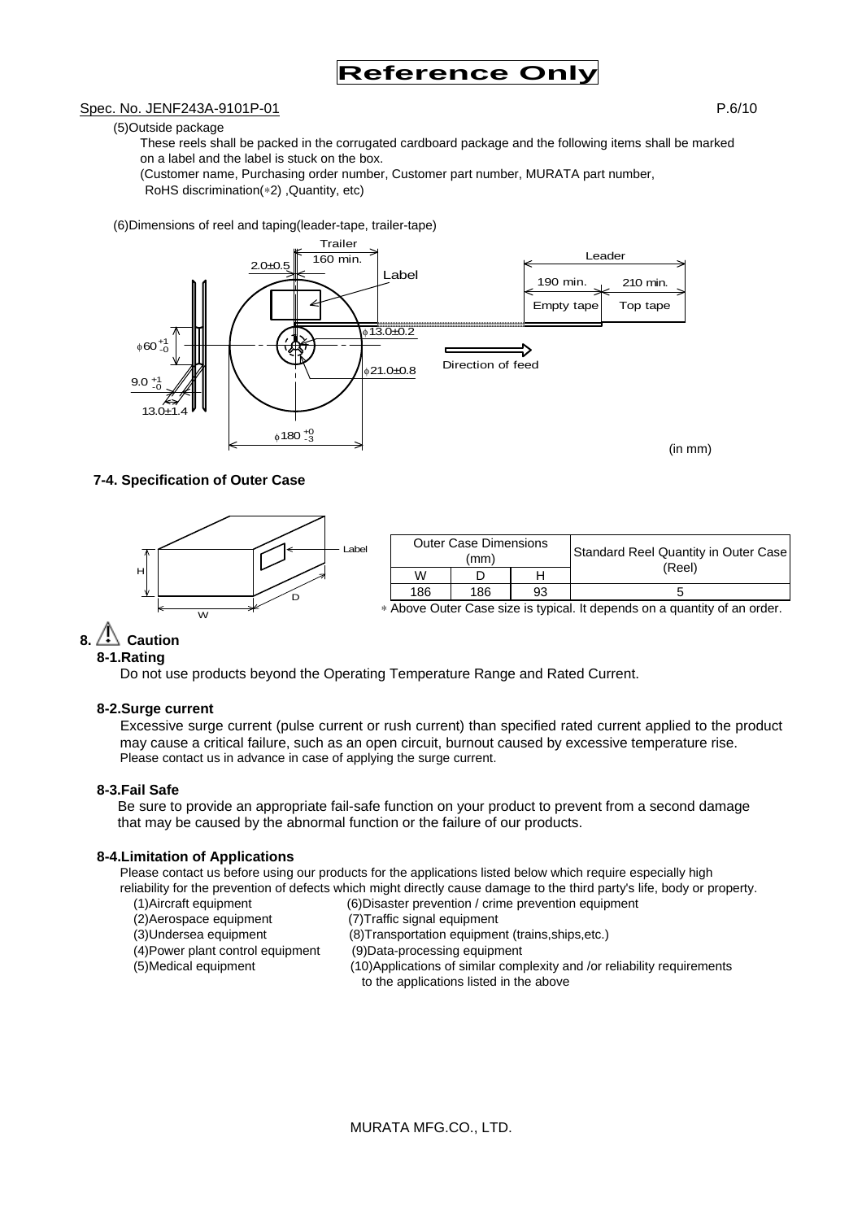Reference Only

Spec. No. JENF243A-9101P-01

(5)Outside package

These reels shall be packed in the corrugated cardboard package and the following items shall be marked on a label and the label is stuck on the box.
(Customer name, Purchasing order number, Customer part number, MURATA part number, RoHS discrimination(*2) ,Quantity, etc)

(6)Dimensions of reel and taping(leader-tape, trailer-tape)

Trailer 160 min. | 2.0±0.5 | Label | Leader: 190 min. Empty tape, 210 min. Top tape | φ13.0±0.2 | φ21.0±0.8 | Direction of feed | $\phi 60^{+1}_{-0}$ | $9.0^{+1}_{-0}$ | 13.0±1.4 | $\phi 180^{+0}_{-3}$

(in mm)

### 7-4. Specification of Outer Case

| Outer Case Dimensions (mm) | | | Standard Reel Quantity in Outer Case (Reel) |
|---|---|---|---|
| W | D | H | |
| 186 | 186 | 93 | 5 |

* Above Outer Case size is typical. It depends on a quantity of an order.

## 8. ⚠ Caution

### 8-1.Rating

Do not use products beyond the Operating Temperature Range and Rated Current.

### 8-2.Surge current

Excessive surge current (pulse current or rush current) than specified rated current applied to the product may cause a critical failure, such as an open circuit, burnout caused by excessive temperature rise.
Please contact us in advance in case of applying the surge current.

### 8-3.Fail Safe

Be sure to provide an appropriate fail-safe function on your product to prevent from a second damage that may be caused by the abnormal function or the failure of our products.

### 8-4.Limitation of Applications

Please contact us before using our products for the applications listed below which require especially high reliability for the prevention of defects which might directly cause damage to the third party's life, body or property.

(1)Aircraft equipment
(2)Aerospace equipment
(3)Undersea equipment
(4)Power plant control equipment
(5)Medical equipment
(6)Disaster prevention / crime prevention equipment
(7)Traffic signal equipment
(8)Transportation equipment (trains,ships,etc.)
(9)Data-processing equipment
(10)Applications of similar complexity and /or reliability requirements to the applications listed in the above

MURATA MFG.CO., LTD.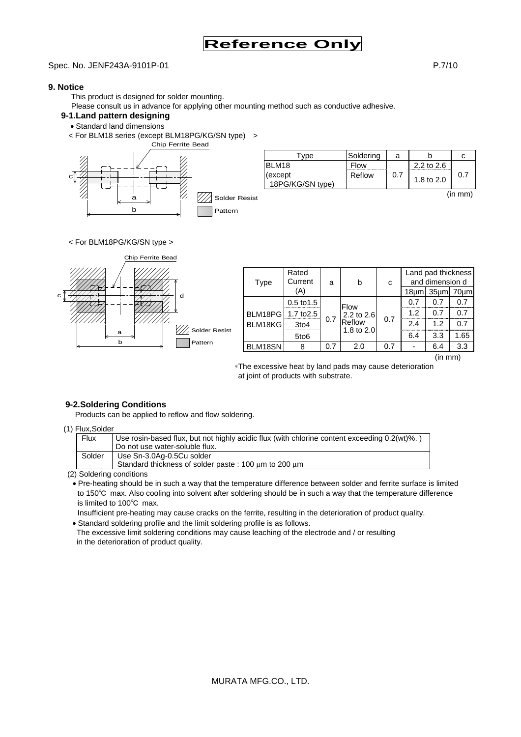Reference Only

Spec. No. JENF243A-9101P-01

## 9. Notice

This product is designed for solder mounting.
Please consult us in advance for applying other mounting method such as conductive adhesive.

### 9-1.Land pattern designing

- Standard land dimensions

< For BLM18 series (except BLM18PG/KG/SN type) >

| Type | Soldering | a | b | c |
|---|---|---|---|---|
| BLM18 (except 18PG/KG/SN type) | Flow | 0.7 | 2.2 to 2.6 | 0.7 |
| | Reflow | | 1.8 to 2.0 | |

(in mm)

< For BLM18PG/KG/SN type >

| Type | Rated Current (A) | a | b | c | Land pad thickness and dimension d | | |
|---|---|---|---|---|---|---|---|
| | | | | | 18μm | 35μm | 70μm |
| BLM18PG BLM18KG | 0.5 to1.5 | 0.7 | Flow 2.2 to 2.6 Reflow 1.8 to 2.0 | 0.7 | 0.7 | 0.7 | 0.7 |
| | 1.7 to2.5 | | | | 1.2 | 0.7 | 0.7 |
| | 3to4 | | | | 2.4 | 1.2 | 0.7 |
| | 5to6 | | | | 6.4 | 3.3 | 1.65 |
| BLM18SN | 8 | 0.7 | 2.0 | 0.7 | - | 6.4 | 3.3 |

(in mm)

*The excessive heat by land pads may cause deterioration at joint of products with substrate.

### 9-2.Soldering Conditions

Products can be applied to reflow and flow soldering.

(1) Flux,Solder

| Flux | Use rosin-based flux, but not highly acidic flux (with chlorine content exceeding 0.2(wt)%. ) Do not use water-soluble flux. |
|---|---|
| Solder | Use Sn-3.0Ag-0.5Cu solder Standard thickness of solder paste : 100 μm to 200 μm |

(2) Soldering conditions

- Pre-heating should be in such a way that the temperature difference between solder and ferrite surface is limited to 150℃ max. Also cooling into solvent after soldering should be in such a way that the temperature difference is limited to 100℃ max.
  Insufficient pre-heating may cause cracks on the ferrite, resulting in the deterioration of product quality.
- Standard soldering profile and the limit soldering profile is as follows.
  The excessive limit soldering conditions may cause leaching of the electrode and / or resulting in the deterioration of product quality.

MURATA MFG.CO., LTD.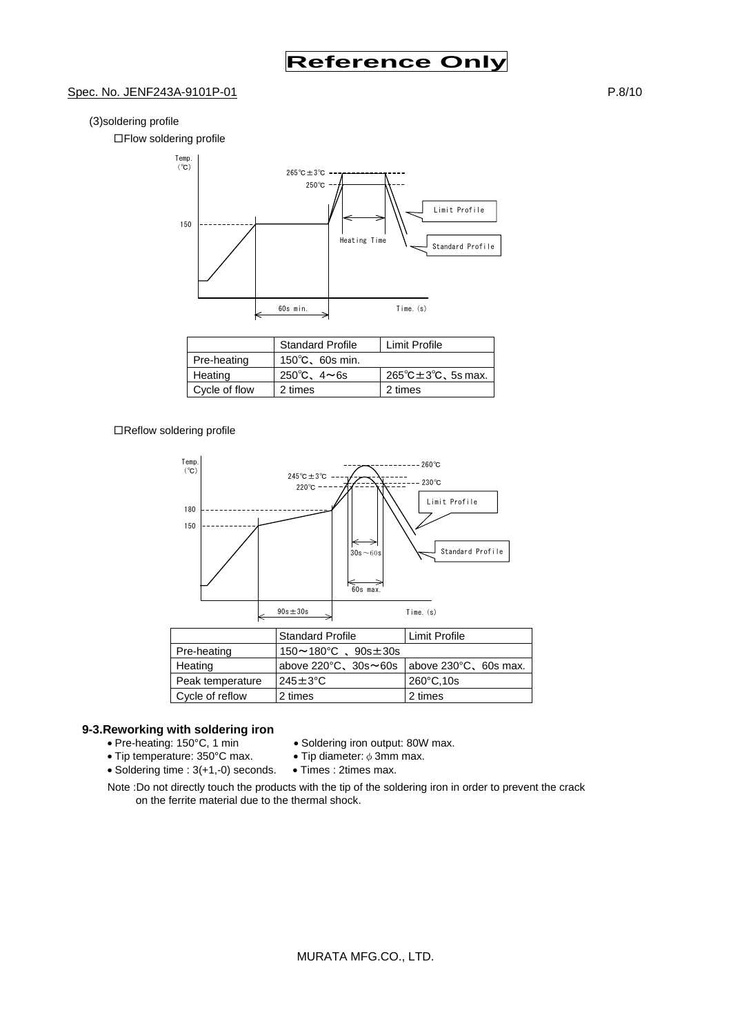(3)soldering profile

☐Flow soldering profile

|  | Standard Profile | Limit Profile |
| --- | --- | --- |
| Pre-heating | 150℃、60s min. |  |
| Heating | 250℃、4～6s | 265℃±3℃、5s max. |
| Cycle of flow | 2 times | 2 times |

☐Reflow soldering profile

|  | Standard Profile | Limit Profile |
| --- | --- | --- |
| Pre-heating | 150～180°C 、90s±30s |  |
| Heating | above 220°C、30s～60s | above 230°C、60s max. |
| Peak temperature | 245±3°C | 260°C,10s |
| Cycle of reflow | 2 times | 2 times |

### 9-3.Reworking with soldering iron

- Pre-heating: 150°C, 1 min
- Soldering iron output: 80W max.
- Tip temperature: 350°C max.
- Tip diameter: ϕ 3mm max.
- Soldering time : 3(+1,-0) seconds.
- Times : 2times max.

Note :Do not directly touch the products with the tip of the soldering iron in order to prevent the crack on the ferrite material due to the thermal shock.

MURATA MFG.CO., LTD.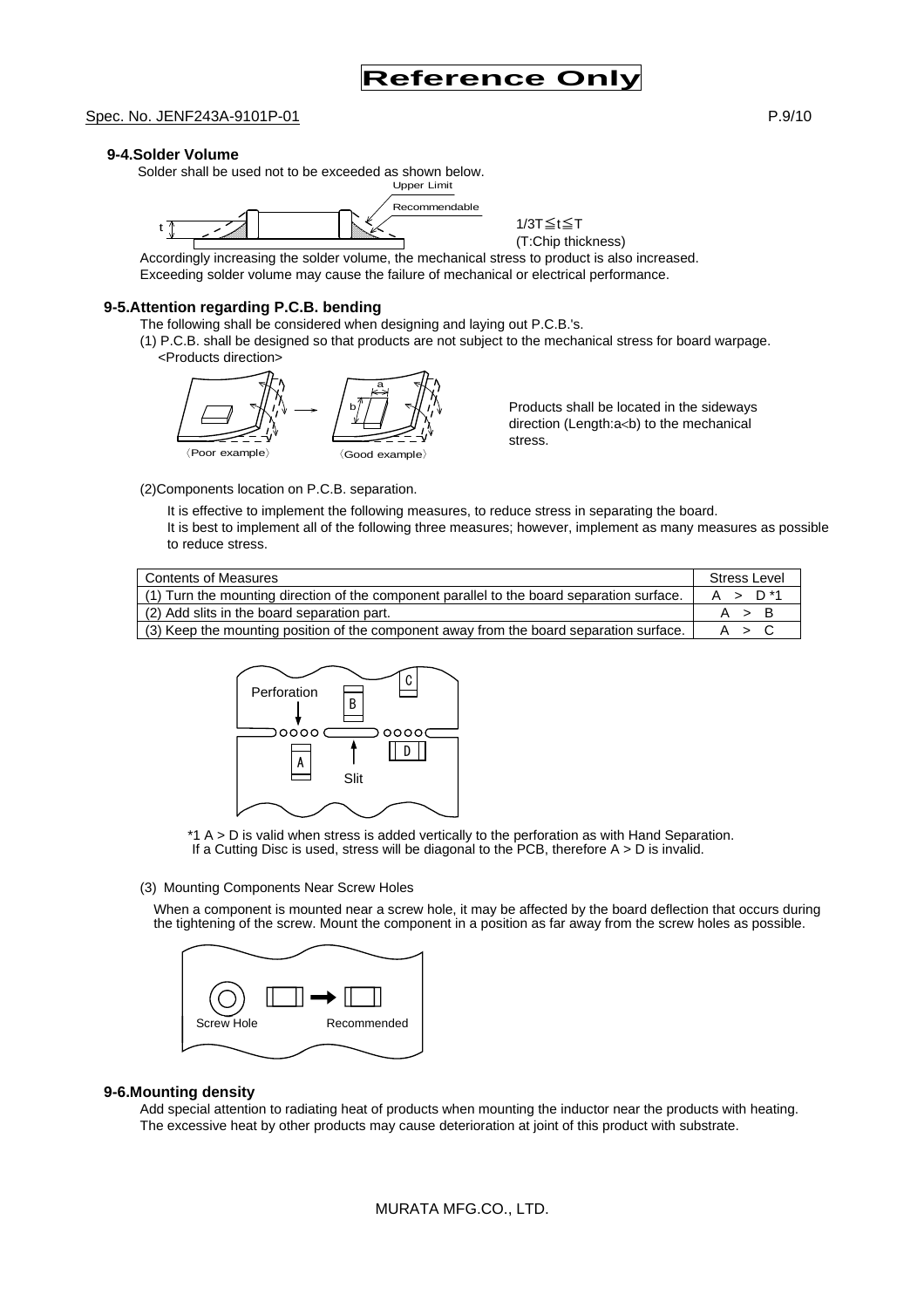Reference Only

Spec. No. JENF243A-9101P-01

### 9-4.Solder Volume

Solder shall be used not to be exceeded as shown below.

Upper Limit

Recommendable

t

$1/3T \leqq t \leqq T$
(T:Chip thickness)

Accordingly increasing the solder volume, the mechanical stress to product is also increased.
Exceeding solder volume may cause the failure of mechanical or electrical performance.

### 9-5.Attention regarding P.C.B. bending

The following shall be considered when designing and laying out P.C.B.'s.

(1) P.C.B. shall be designed so that products are not subject to the mechanical stress for board warpage.
<Products direction>

〈Poor example〉 〈Good example〉

Products shall be located in the sideways direction (Length:a<b) to the mechanical stress.

(2)Components location on P.C.B. separation.

It is effective to implement the following measures, to reduce stress in separating the board.
It is best to implement all of the following three measures; however, implement as many measures as possible to reduce stress.

| Contents of Measures | Stress Level |
|---|---|
| (1) Turn the mounting direction of the component parallel to the board separation surface. | A > D *1 |
| (2) Add slits in the board separation part. | A > B |
| (3) Keep the mounting position of the component away from the board separation surface. | A > C |

Perforation | Slit | A | B | C | D

*1 A > D is valid when stress is added vertically to the perforation as with Hand Separation.
If a Cutting Disc is used, stress will be diagonal to the PCB, therefore A > D is invalid.

(3) Mounting Components Near Screw Holes

When a component is mounted near a screw hole, it may be affected by the board deflection that occurs during the tightening of the screw. Mount the component in a position as far away from the screw holes as possible.

Screw Hole | Recommended

### 9-6.Mounting density

Add special attention to radiating heat of products when mounting the inductor near the products with heating.
The excessive heat by other products may cause deterioration at joint of this product with substrate.

MURATA MFG.CO., LTD.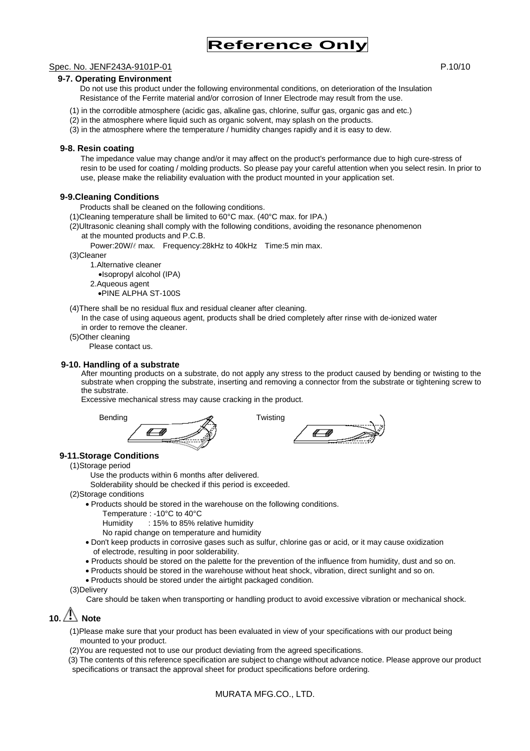## 9-7. Operating Environment

Do not use this product under the following environmental conditions, on deterioration of the Insulation Resistance of the Ferrite material and/or corrosion of Inner Electrode may result from the use.

(1) in the corrodible atmosphere (acidic gas, alkaline gas, chlorine, sulfur gas, organic gas and etc.)
(2) in the atmosphere where liquid such as organic solvent, may splash on the products.
(3) in the atmosphere where the temperature / humidity changes rapidly and it is easy to dew.

## 9-8. Resin coating

The impedance value may change and/or it may affect on the product's performance due to high cure-stress of resin to be used for coating / molding products. So please pay your careful attention when you select resin. In prior to use, please make the reliability evaluation with the product mounted in your application set.

## 9-9.Cleaning Conditions

Products shall be cleaned on the following conditions.

(1)Cleaning temperature shall be limited to 60°C max. (40°C max. for IPA.)

(2)Ultrasonic cleaning shall comply with the following conditions, avoiding the resonance phenomenon at the mounted products and P.C.B.

Power:20W/ℓ max.  Frequency:28kHz to 40kHz  Time:5 min max.

(3)Cleaner

1.Alternative cleaner
- Isopropyl alcohol (IPA)

2.Aqueous agent
- PINE ALPHA ST-100S

(4)There shall be no residual flux and residual cleaner after cleaning.
In the case of using aqueous agent, products shall be dried completely after rinse with de-ionized water in order to remove the cleaner.

(5)Other cleaning
Please contact us.

## 9-10. Handling of a substrate

After mounting products on a substrate, do not apply any stress to the product caused by bending or twisting to the substrate when cropping the substrate, inserting and removing a connector from the substrate or tightening screw to the substrate.

Excessive mechanical stress may cause cracking in the product.

Bending

Twisting

## 9-11.Storage Conditions

(1)Storage period

Use the products within 6 months after delivered.
Solderability should be checked if this period is exceeded.

(2)Storage conditions

- Products should be stored in the warehouse on the following conditions.
  Temperature : -10°C to 40°C
  Humidity : 15% to 85% relative humidity
  No rapid change on temperature and humidity
- Don't keep products in corrosive gases such as sulfur, chlorine gas or acid, or it may cause oxidization of electrode, resulting in poor solderability.
- Products should be stored on the palette for the prevention of the influence from humidity, dust and so on.
- Products should be stored in the warehouse without heat shock, vibration, direct sunlight and so on.
- Products should be stored under the airtight packaged condition.

(3)Delivery

Care should be taken when transporting or handling product to avoid excessive vibration or mechanical shock.

# 10. ⚠ Note

(1)Please make sure that your product has been evaluated in view of your specifications with our product being mounted to your product.

(2)You are requested not to use our product deviating from the agreed specifications.

(3) The contents of this reference specification are subject to change without advance notice. Please approve our product specifications or transact the approval sheet for product specifications before ordering.

MURATA MFG.CO., LTD.